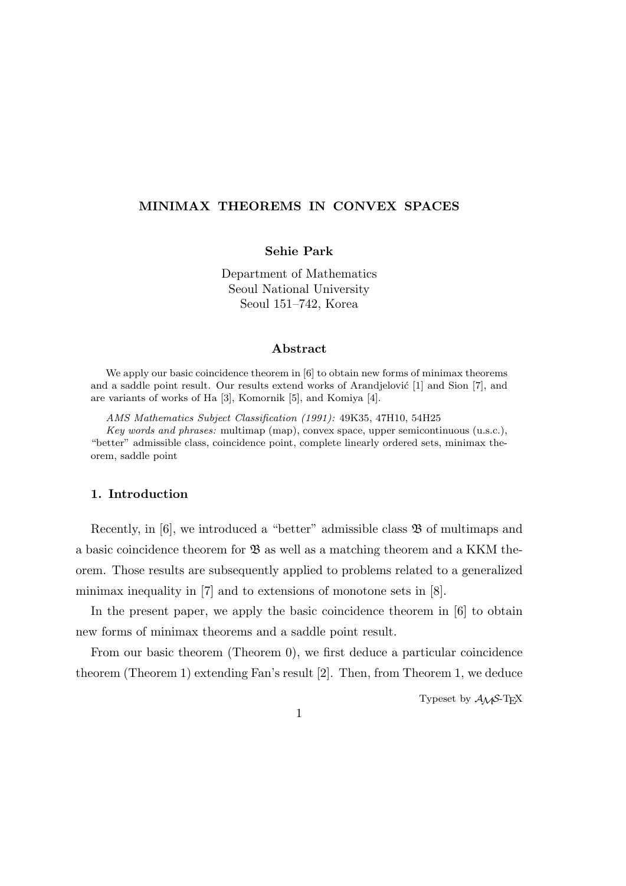# MINIMAX THEOREMS IN CONVEX SPACES

**Sehie Park**

Department of Mathematics
Seoul National University
Seoul 151–742, Korea

### Abstract

We apply our basic coincidence theorem in [6] to obtain new forms of minimax theorems and a saddle point result. Our results extend works of Arandjelović [1] and Sion [7], and are variants of works of Ha [3], Komornik [5], and Komiya [4].

*AMS Mathematics Subject Classification (1991):* 49K35, 47H10, 54H25

*Key words and phrases:* multimap (map), convex space, upper semicontinuous (u.s.c.), "better" admissible class, coincidence point, complete linearly ordered sets, minimax theorem, saddle point

## 1. Introduction

Recently, in [6], we introduced a "better" admissible class $\mathfrak{B}$ of multimaps and a basic coincidence theorem for $\mathfrak{B}$ as well as a matching theorem and a KKM theorem. Those results are subsequently applied to problems related to a generalized minimax inequality in [7] and to extensions of monotone sets in [8].

In the present paper, we apply the basic coincidence theorem in [6] to obtain new forms of minimax theorems and a saddle point result.

From our basic theorem (Theorem 0), we first deduce a particular coincidence theorem (Theorem 1) extending Fan's result [2]. Then, from Theorem 1, we deduce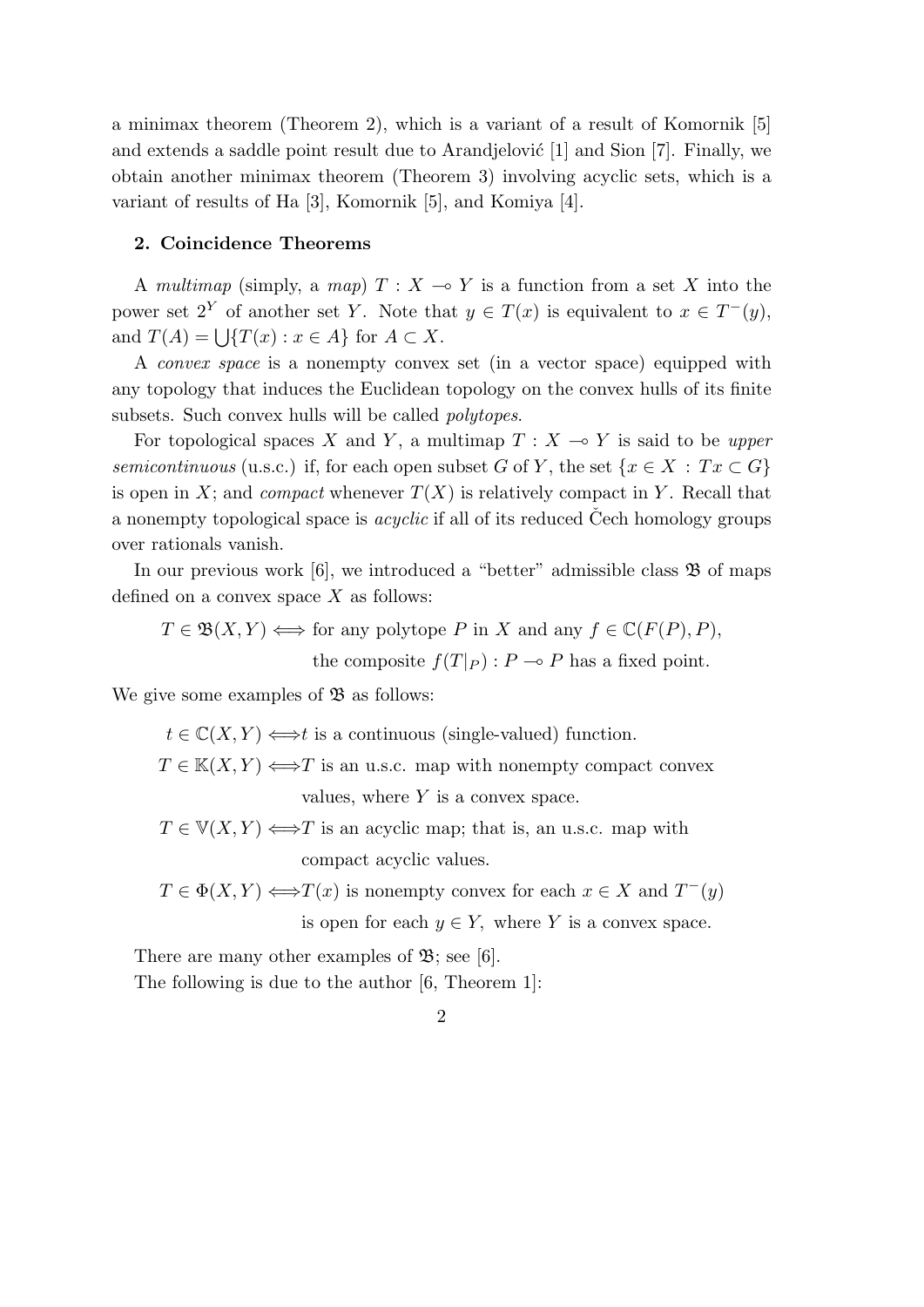a minimax theorem (Theorem 2), which is a variant of a result of Komornik [5] and extends a saddle point result due to Arandjelović [1] and Sion [7]. Finally, we obtain another minimax theorem (Theorem 3) involving acyclic sets, which is a variant of results of Ha [3], Komornik [5], and Komiya [4].

## 2. Coincidence Theorems

A *multimap* (simply, a *map*) $T : X \multimap Y$ is a function from a set $X$ into the power set $2^Y$ of another set $Y$. Note that $y \in T(x)$ is equivalent to $x \in T^-(y)$, and $T(A) = \bigcup\{T(x) : x \in A\}$ for $A \subset X$.

A *convex space* is a nonempty convex set (in a vector space) equipped with any topology that induces the Euclidean topology on the convex hulls of its finite subsets. Such convex hulls will be called *polytopes*.

For topological spaces $X$ and $Y$, a multimap $T : X \multimap Y$ is said to be *upper semicontinuous* (u.s.c.) if, for each open subset $G$ of $Y$, the set $\{x \in X : Tx \subset G\}$ is open in $X$; and *compact* whenever $T(X)$ is relatively compact in $Y$. Recall that a nonempty topological space is *acyclic* if all of its reduced Čech homology groups over rationals vanish.

In our previous work [6], we introduced a "better" admissible class $\mathfrak{B}$ of maps defined on a convex space $X$ as follows:

$$T \in \mathfrak{B}(X,Y) \iff \text{for any polytope } P \text{ in } X \text{ and any } f \in \mathbb{C}(F(P), P), \text{ the composite } f(T|_P) : P \multimap P \text{ has a fixed point.}$$

We give some examples of $\mathfrak{B}$ as follows:

$t \in \mathbb{C}(X,Y) \iff t$ is a continuous (single-valued) function.

$T \in \mathbb{K}(X,Y) \iff T$ is an u.s.c. map with nonempty compact convex values, where $Y$ is a convex space.

$T \in \mathbb{V}(X,Y) \iff T$ is an acyclic map; that is, an u.s.c. map with compact acyclic values.

$T \in \Phi(X,Y) \iff T(x)$ is nonempty convex for each $x \in X$ and $T^-(y)$ is open for each $y \in Y$, where $Y$ is a convex space.

There are many other examples of $\mathfrak{B}$; see [6].

The following is due to the author [6, Theorem 1]: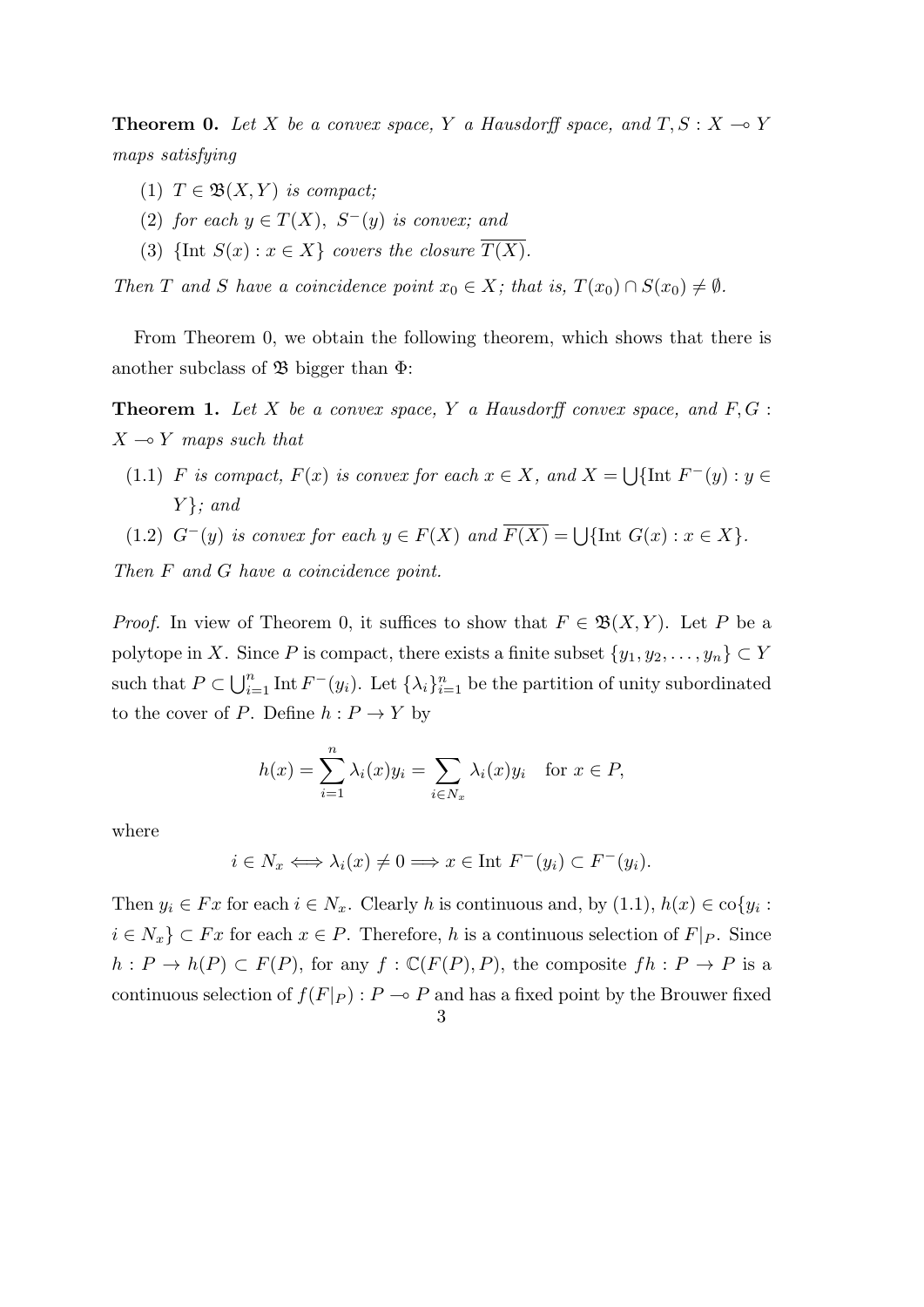**Theorem 0.** *Let $X$ be a convex space, $Y$ a Hausdorff space, and $T, S : X \multimap Y$ maps satisfying*

(1) *$T \in \mathfrak{B}(X, Y)$ is compact;*
(2) *for each $y \in T(X)$, $S^-(y)$ is convex; and*
(3) *$\{\text{Int } S(x) : x \in X\}$ covers the closure $\overline{T(X)}$.*

*Then $T$ and $S$ have a coincidence point $x_0 \in X$; that is, $T(x_0) \cap S(x_0) \neq \emptyset$.*

From Theorem 0, we obtain the following theorem, which shows that there is another subclass of $\mathfrak{B}$ bigger than $\Phi$:

**Theorem 1.** *Let $X$ be a convex space, $Y$ a Hausdorff convex space, and $F, G : X \multimap Y$ maps such that*

(1.1) *$F$ is compact, $F(x)$ is convex for each $x \in X$, and $X = \bigcup\{\text{Int } F^-(y) : y \in Y\}$; and*
(1.2) *$G^-(y)$ is convex for each $y \in F(X)$ and $\overline{F(X)} = \bigcup\{\text{Int } G(x) : x \in X\}$.*

*Then $F$ and $G$ have a coincidence point.*

*Proof.* In view of Theorem 0, it suffices to show that $F \in \mathfrak{B}(X, Y)$. Let $P$ be a polytope in $X$. Since $P$ is compact, there exists a finite subset $\{y_1, y_2, \ldots, y_n\} \subset Y$ such that $P \subset \bigcup_{i=1}^n \text{Int } F^-(y_i)$. Let $\{\lambda_i\}_{i=1}^n$ be the partition of unity subordinated to the cover of $P$. Define $h : P \to Y$ by

$$h(x) = \sum_{i=1}^n \lambda_i(x) y_i = \sum_{i \in N_x} \lambda_i(x) y_i \quad \text{for } x \in P,$$

where

$$i \in N_x \iff \lambda_i(x) \neq 0 \implies x \in \text{Int } F^-(y_i) \subset F^-(y_i).$$

Then $y_i \in Fx$ for each $i \in N_x$. Clearly $h$ is continuous and, by (1.1), $h(x) \in \text{co}\{y_i : i \in N_x\} \subset Fx$ for each $x \in P$. Therefore, $h$ is a continuous selection of $F|_P$. Since $h : P \to h(P) \subset F(P)$, for any $f : \mathbb{C}(F(P), P)$, the composite $fh : P \to P$ is a continuous selection of $f(F|_P) : P \multimap P$ and has a fixed point by the Brouwer fixed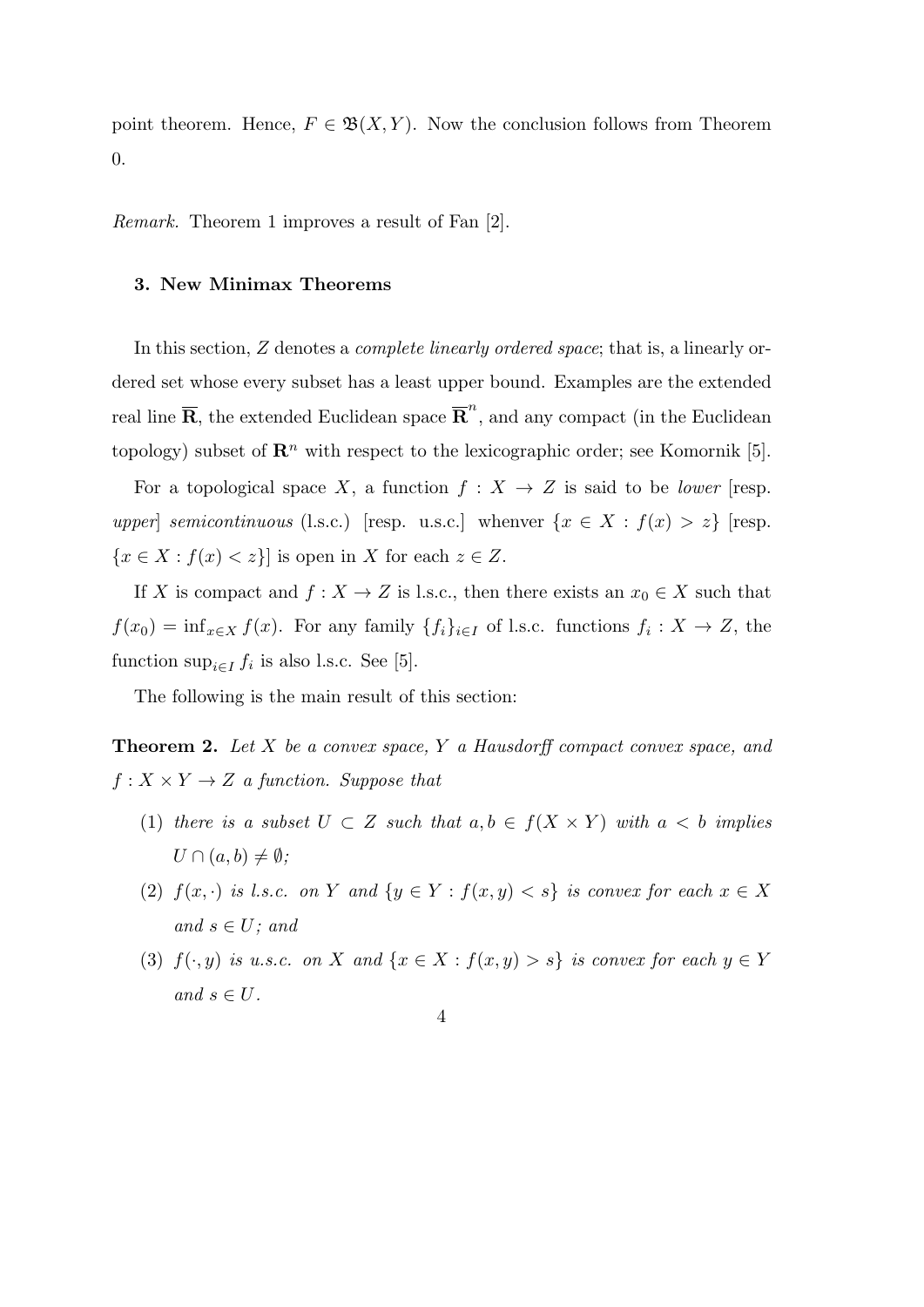point theorem. Hence, $F \in \mathfrak{B}(X, Y)$. Now the conclusion follows from Theorem 0.

*Remark.* Theorem 1 improves a result of Fan [2].

### 3. New Minimax Theorems

In this section, $Z$ denotes a *complete linearly ordered space*; that is, a linearly ordered set whose every subset has a least upper bound. Examples are the extended real line $\overline{\mathbf{R}}$, the extended Euclidean space $\overline{\mathbf{R}}^n$, and any compact (in the Euclidean topology) subset of $\mathbf{R}^n$ with respect to the lexicographic order; see Komornik [5].

For a topological space $X$, a function $f : X \to Z$ is said to be *lower* [resp. *upper*] *semicontinuous* (l.s.c.) [resp. u.s.c.] whenver $\{x \in X : f(x) > z\}$ [resp. $\{x \in X : f(x) < z\}$] is open in $X$ for each $z \in Z$.

If $X$ is compact and $f : X \to Z$ is l.s.c., then there exists an $x_0 \in X$ such that $f(x_0) = \inf_{x \in X} f(x)$. For any family $\{f_i\}_{i \in I}$ of l.s.c. functions $f_i : X \to Z$, the function $\sup_{i \in I} f_i$ is also l.s.c. See [5].

The following is the main result of this section:

**Theorem 2.** *Let $X$ be a convex space, $Y$ a Hausdorff compact convex space, and $f : X \times Y \to Z$ a function. Suppose that*

(1) *there is a subset $U \subset Z$ such that $a, b \in f(X \times Y)$ with $a < b$ implies $U \cap (a, b) \neq \emptyset$;*

(2) *$f(x, \cdot)$ is l.s.c. on $Y$ and $\{y \in Y : f(x, y) < s\}$ is convex for each $x \in X$ and $s \in U$; and*

(3) *$f(\cdot, y)$ is u.s.c. on $X$ and $\{x \in X : f(x, y) > s\}$ is convex for each $y \in Y$ and $s \in U$.*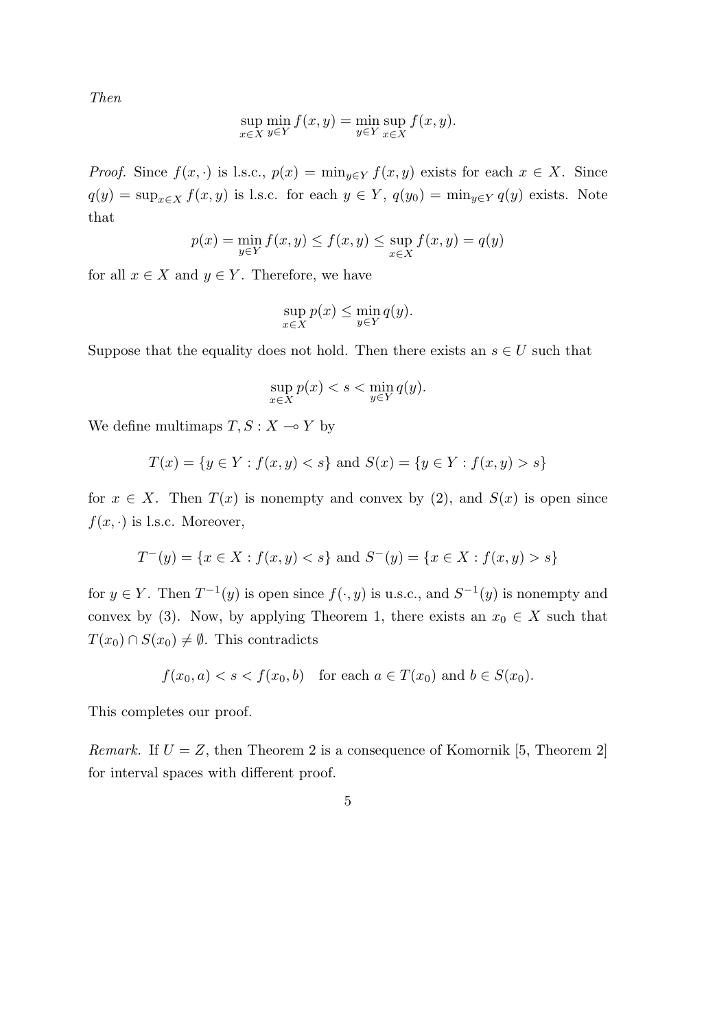*Then*

$$\sup_{x \in X} \min_{y \in Y} f(x, y) = \min_{y \in Y} \sup_{x \in X} f(x, y).$$

*Proof.* Since $f(x, \cdot)$ is l.s.c., $p(x) = \min_{y \in Y} f(x, y)$ exists for each $x \in X$. Since $q(y) = \sup_{x \in X} f(x, y)$ is l.s.c. for each $y \in Y$, $q(y_0) = \min_{y \in Y} q(y)$ exists. Note that

$$p(x) = \min_{y \in Y} f(x, y) \leq f(x, y) \leq \sup_{x \in X} f(x, y) = q(y)$$

for all $x \in X$ and $y \in Y$. Therefore, we have

$$\sup_{x \in X} p(x) \leq \min_{y \in Y} q(y).$$

Suppose that the equality does not hold. Then there exists an $s \in U$ such that

$$\sup_{x \in X} p(x) < s < \min_{y \in Y} q(y).$$

We define multimaps $T, S : X \multimap Y$ by

$$T(x) = \{y \in Y : f(x, y) < s\} \text{ and } S(x) = \{y \in Y : f(x, y) > s\}$$

for $x \in X$. Then $T(x)$ is nonempty and convex by (2), and $S(x)$ is open since $f(x, \cdot)$ is l.s.c. Moreover,

$$T^{-}(y) = \{x \in X : f(x, y) < s\} \text{ and } S^{-}(y) = \{x \in X : f(x, y) > s\}$$

for $y \in Y$. Then $T^{-1}(y)$ is open since $f(\cdot, y)$ is u.s.c., and $S^{-1}(y)$ is nonempty and convex by (3). Now, by applying Theorem 1, there exists an $x_0 \in X$ such that $T(x_0) \cap S(x_0) \neq \emptyset$. This contradicts

$$f(x_0, a) < s < f(x_0, b) \quad \text{for each } a \in T(x_0) \text{ and } b \in S(x_0).$$

This completes our proof.

*Remark.* If $U = Z$, then Theorem 2 is a consequence of Komornik [5, Theorem 2] for interval spaces with different proof.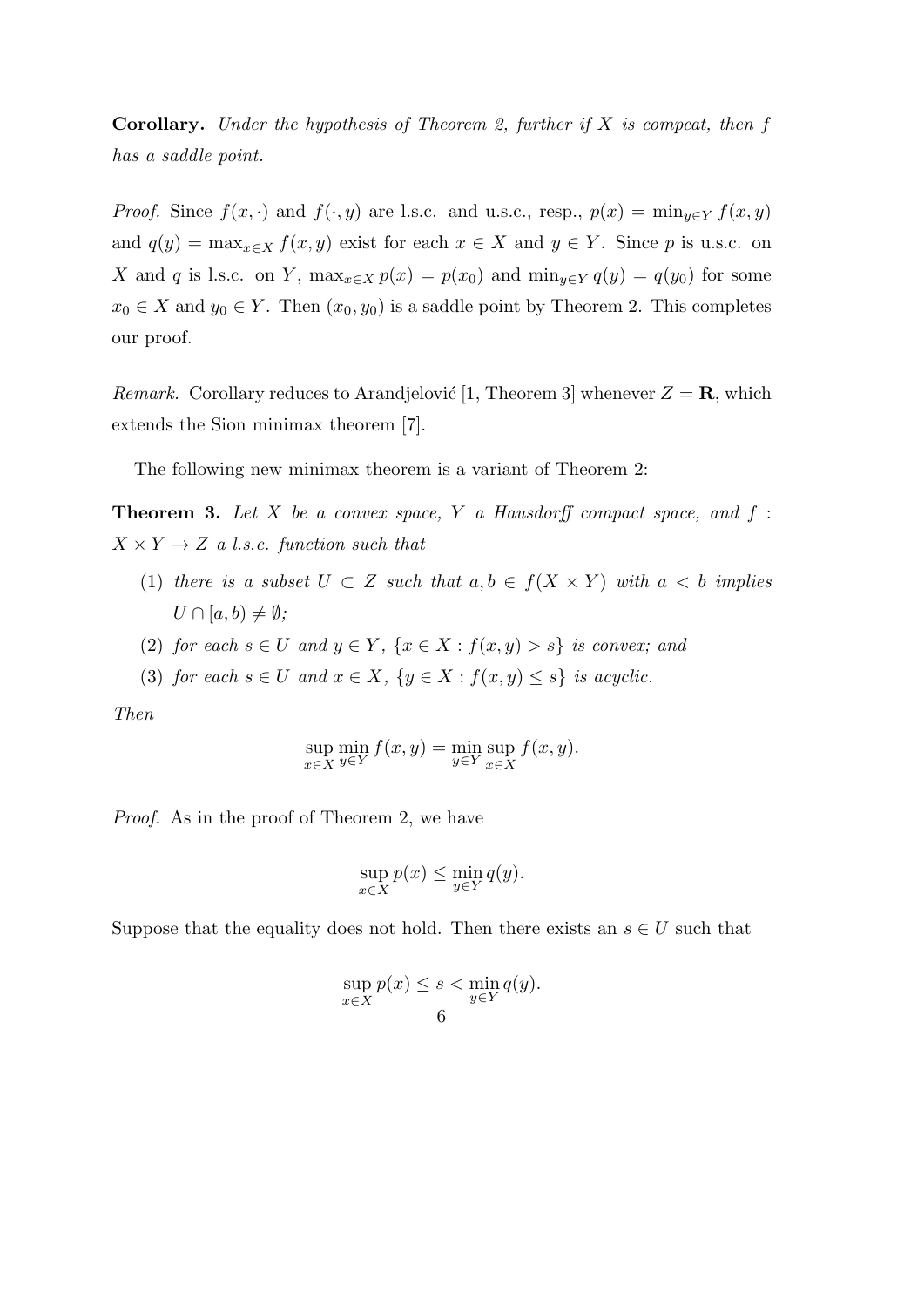**Corollary.** *Under the hypothesis of Theorem 2, further if $X$ is compcat, then $f$ has a saddle point.*

*Proof.* Since $f(x,\cdot)$ and $f(\cdot,y)$ are l.s.c. and u.s.c., resp., $p(x) = \min_{y\in Y} f(x,y)$ and $q(y) = \max_{x\in X} f(x,y)$ exist for each $x \in X$ and $y \in Y$. Since $p$ is u.s.c. on $X$ and $q$ is l.s.c. on $Y$, $\max_{x\in X} p(x) = p(x_0)$ and $\min_{y\in Y} q(y) = q(y_0)$ for some $x_0 \in X$ and $y_0 \in Y$. Then $(x_0, y_0)$ is a saddle point by Theorem 2. This completes our proof.

*Remark.* Corollary reduces to Arandjelović [1, Theorem 3] whenever $Z = \mathbf{R}$, which extends the Sion minimax theorem [7].

The following new minimax theorem is a variant of Theorem 2:

**Theorem 3.** *Let $X$ be a convex space, $Y$ a Hausdorff compact space, and $f : X \times Y \to Z$ a l.s.c. function such that*

1. *there is a subset $U \subset Z$ such that $a, b \in f(X \times Y)$ with $a < b$ implies $U \cap [a,b) \neq \emptyset$;*
2. *for each $s \in U$ and $y \in Y$, $\{x \in X : f(x,y) > s\}$ is convex; and*
3. *for each $s \in U$ and $x \in X$, $\{y \in X : f(x,y) \leq s\}$ is acyclic.*

*Then*

$$\sup_{x\in X} \min_{y\in Y} f(x,y) = \min_{y\in Y} \sup_{x\in X} f(x,y).$$

*Proof.* As in the proof of Theorem 2, we have

$$\sup_{x\in X} p(x) \leq \min_{y\in Y} q(y).$$

Suppose that the equality does not hold. Then there exists an $s \in U$ such that

$$\sup_{x\in X} p(x) \leq s < \min_{y\in Y} q(y).$$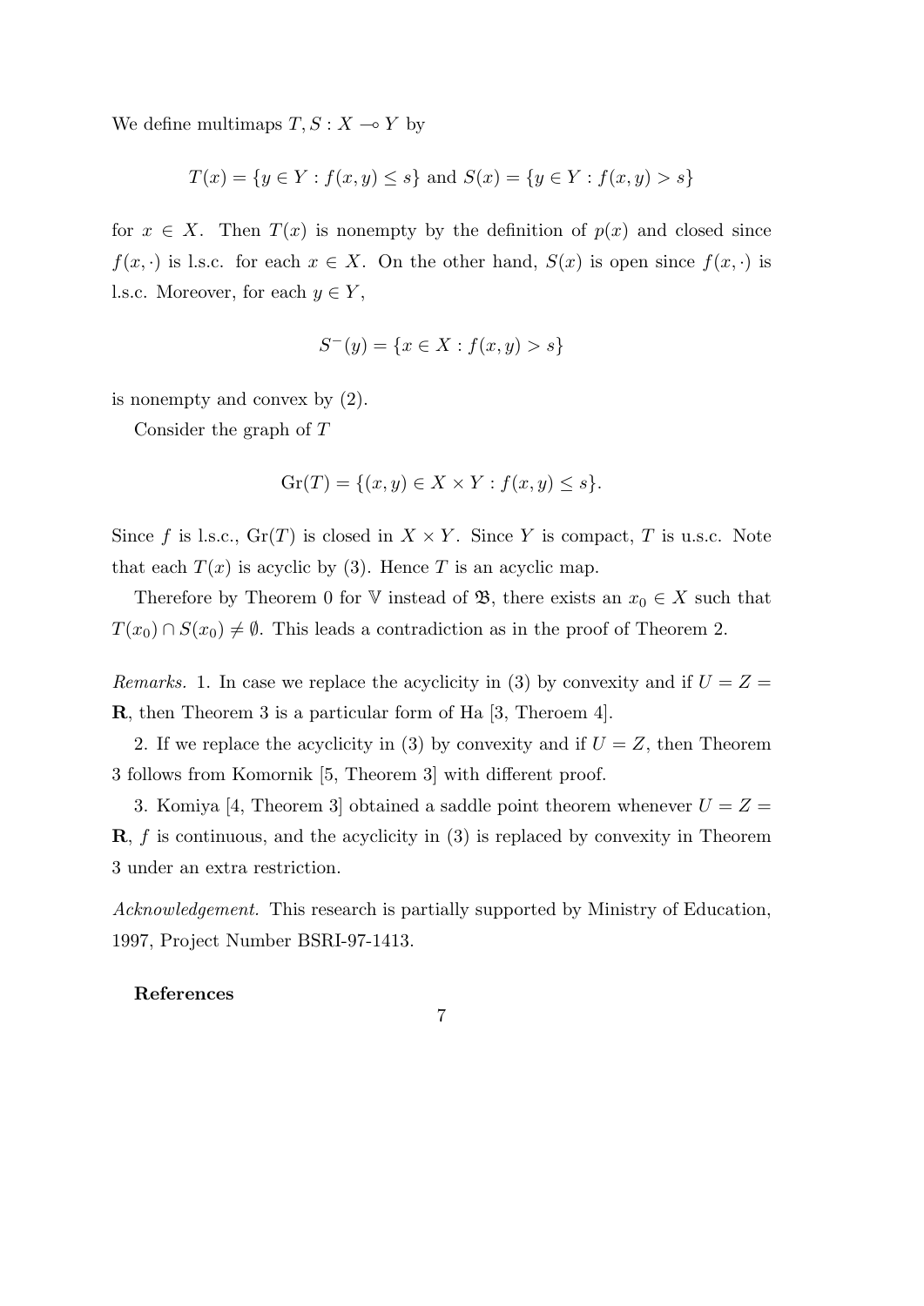We define multimaps $T, S : X \multimap Y$ by

$$T(x) = \{y \in Y : f(x,y) \leq s\} \text{ and } S(x) = \{y \in Y : f(x,y) > s\}$$

for $x \in X$. Then $T(x)$ is nonempty by the definition of $p(x)$ and closed since $f(x, \cdot)$ is l.s.c. for each $x \in X$. On the other hand, $S(x)$ is open since $f(x, \cdot)$ is l.s.c. Moreover, for each $y \in Y$,

$$S^{-}(y) = \{x \in X : f(x,y) > s\}$$

is nonempty and convex by (2).

Consider the graph of $T$

$$\mathrm{Gr}(T) = \{(x,y) \in X \times Y : f(x,y) \leq s\}.$$

Since $f$ is l.s.c., $\mathrm{Gr}(T)$ is closed in $X \times Y$. Since $Y$ is compact, $T$ is u.s.c. Note that each $T(x)$ is acyclic by (3). Hence $T$ is an acyclic map.

Therefore by Theorem 0 for $\mathbb{V}$ instead of $\mathfrak{B}$, there exists an $x_0 \in X$ such that $T(x_0) \cap S(x_0) \neq \emptyset$. This leads a contradiction as in the proof of Theorem 2.

*Remarks.* 1. In case we replace the acyclicity in (3) by convexity and if $U = Z = \mathbf{R}$, then Theorem 3 is a particular form of Ha [3, Theroem 4].

2. If we replace the acyclicity in (3) by convexity and if $U = Z$, then Theorem 3 follows from Komornik [5, Theorem 3] with different proof.

3. Komiya [4, Theorem 3] obtained a saddle point theorem whenever $U = Z = \mathbf{R}$, $f$ is continuous, and the acyclicity in (3) is replaced by convexity in Theorem 3 under an extra restriction.

*Acknowledgement.* This research is partially supported by Ministry of Education, 1997, Project Number BSRI-97-1413.

**References**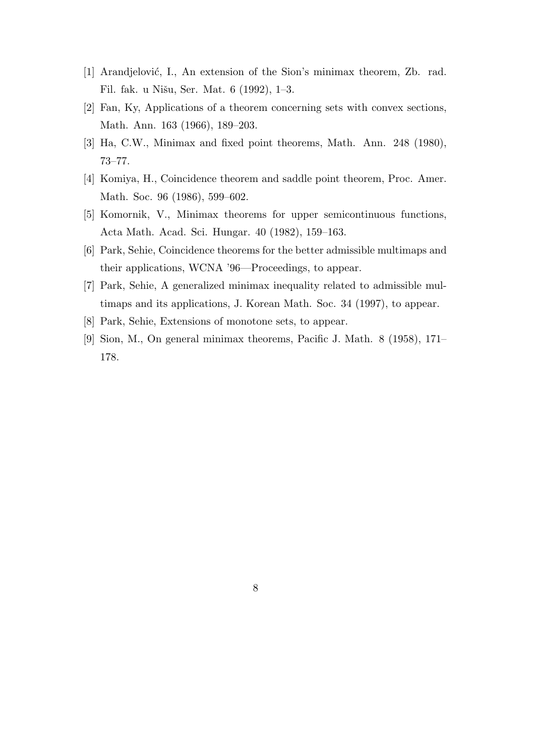[1] Arandjelović, I., An extension of the Sion's minimax theorem, Zb. rad. Fil. fak. u Nišu, Ser. Mat. 6 (1992), 1–3.

[2] Fan, Ky, Applications of a theorem concerning sets with convex sections, Math. Ann. 163 (1966), 189–203.

[3] Ha, C.W., Minimax and fixed point theorems, Math. Ann. 248 (1980), 73–77.

[4] Komiya, H., Coincidence theorem and saddle point theorem, Proc. Amer. Math. Soc. 96 (1986), 599–602.

[5] Komornik, V., Minimax theorems for upper semicontinuous functions, Acta Math. Acad. Sci. Hungar. 40 (1982), 159–163.

[6] Park, Sehie, Coincidence theorems for the better admissible multimaps and their applications, WCNA '96—Proceedings, to appear.

[7] Park, Sehie, A generalized minimax inequality related to admissible multimaps and its applications, J. Korean Math. Soc. 34 (1997), to appear.

[8] Park, Sehie, Extensions of monotone sets, to appear.

[9] Sion, M., On general minimax theorems, Pacific J. Math. 8 (1958), 171–178.